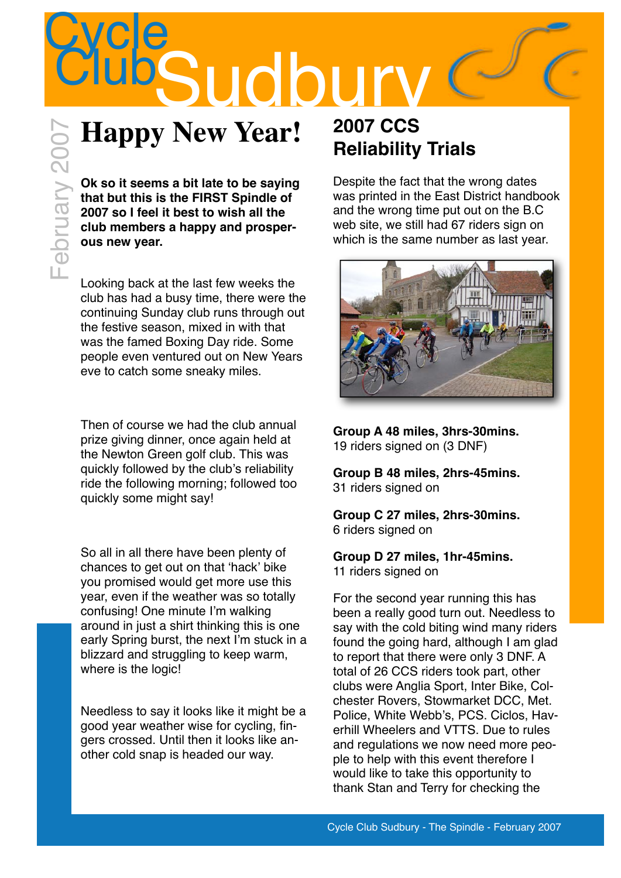# Cycle Club Sudbury

February 2007

## Happy New Year!

**Ok so it seems a bit late to be saying that but this is the FIRST Spindle of 2007 so I feel it best to wish all the club members a happy and prosperous new year.**

Looking back at the last few weeks the club has had a busy time, there were the continuing Sunday club runs through out the festive season, mixed in with that was the famed Boxing Day ride. Some people even ventured out on New Years eve to catch some sneaky miles.

Then of course we had the club annual prize giving dinner, once again held at the Newton Green golf club. This was quickly followed by the club's reliability ride the following morning; followed too quickly some might say!

So all in all there have been plenty of chances to get out on that 'hack' bike you promised would get more use this year, even if the weather was so totally confusing! One minute I'm walking around in just a shirt thinking this is one early Spring burst, the next I'm stuck in a blizzard and struggling to keep warm, where is the logic!

Needless to say it looks like it might be a good year weather wise for cycling, fingers crossed. Until then it looks like another cold snap is headed our way.

## 2007 CCS Reliability Trials

Despite the fact that the wrong dates was printed in the East District handbook and the wrong time put out on the B.C web site, we still had 67 riders sign on which is the same number as last year.

**Group A 48 miles, 3hrs-30mins.**
19 riders signed on (3 DNF)

**Group B 48 miles, 2hrs-45mins.**
31 riders signed on

**Group C 27 miles, 2hrs-30mins.**
6 riders signed on

**Group D 27 miles, 1hr-45mins.**
11 riders signed on

For the second year running this has been a really good turn out. Needless to say with the cold biting wind many riders found the going hard, although I am glad to report that there were only 3 DNF. A total of 26 CCS riders took part, other clubs were Anglia Sport, Inter Bike, Colchester Rovers, Stowmarket DCC, Met. Police, White Webb's, PCS. Ciclos, Haverhill Wheelers and VTTS. Due to rules and regulations we now need more people to help with this event therefore I would like to take this opportunity to thank Stan and Terry for checking the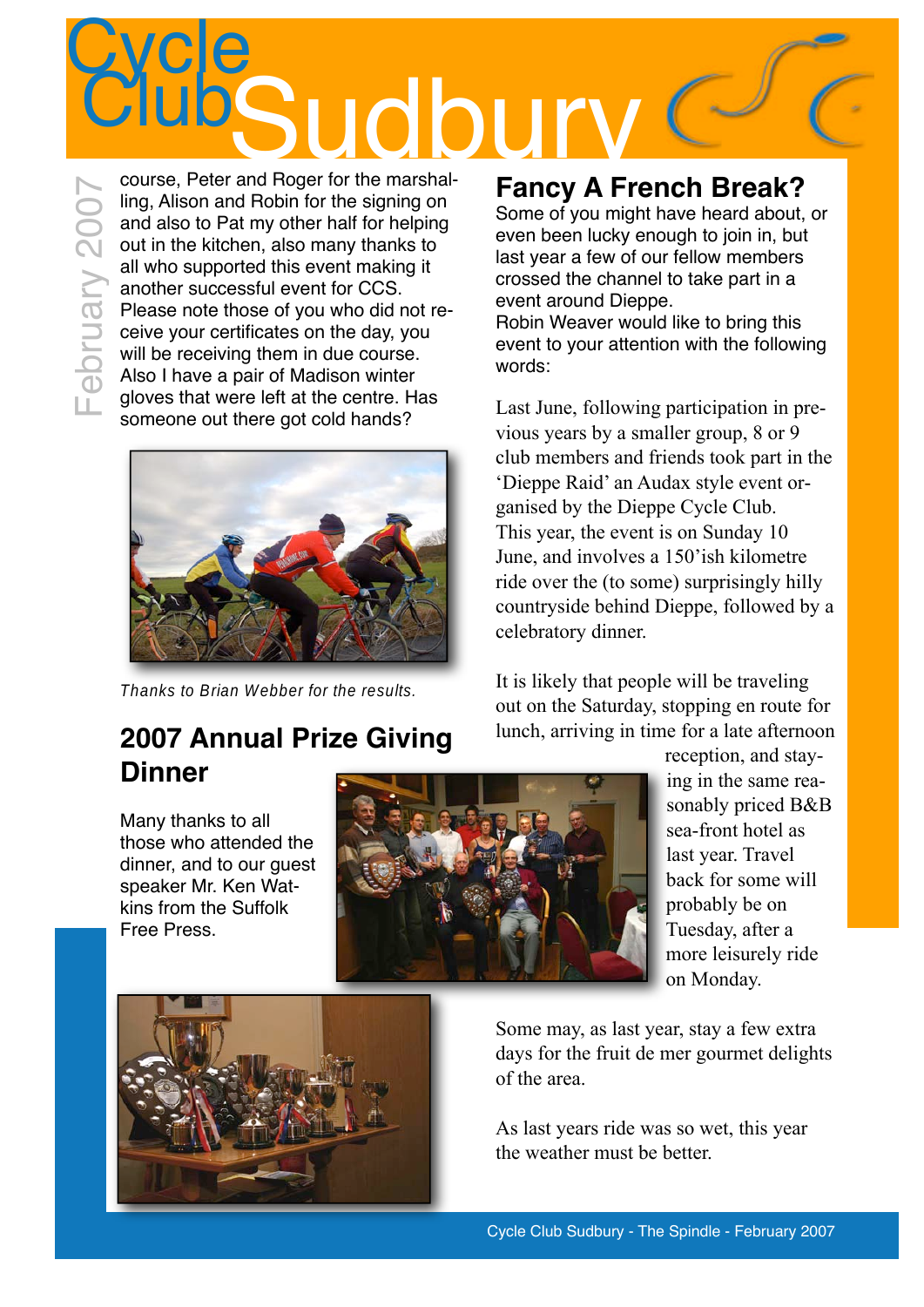course, Peter and Roger for the marshalling, Alison and Robin for the signing on and also to Pat my other half for helping out in the kitchen, also many thanks to all who supported this event making it another successful event for CCS.
Please note those of you who did not receive your certificates on the day, you will be receiving them in due course.
Also I have a pair of Madison winter gloves that were left at the centre. Has someone out there got cold hands?

*Thanks to Brian Webber for the results.*

## 2007 Annual Prize Giving Dinner

Many thanks to all those who attended the dinner, and to our guest speaker Mr. Ken Watkins from the Suffolk Free Press.

## Fancy A French Break?

Some of you might have heard about, or even been lucky enough to join in, but last year a few of our fellow members crossed the channel to take part in a event around Dieppe.
Robin Weaver would like to bring this event to your attention with the following words:

Last June, following participation in previous years by a smaller group, 8 or 9 club members and friends took part in the 'Dieppe Raid' an Audax style event organised by the Dieppe Cycle Club.
This year, the event is on Sunday 10 June, and involves a 150'ish kilometre ride over the (to some) surprisingly hilly countryside behind Dieppe, followed by a celebratory dinner.

It is likely that people will be traveling out on the Saturday, stopping en route for lunch, arriving in time for a late afternoon reception, and staying in the same reasonably priced B&B sea-front hotel as last year. Travel back for some will probably be on Tuesday, after a more leisurely ride on Monday.

Some may, as last year, stay a few extra days for the fruit de mer gourmet delights of the area.

As last years ride was so wet, this year the weather must be better.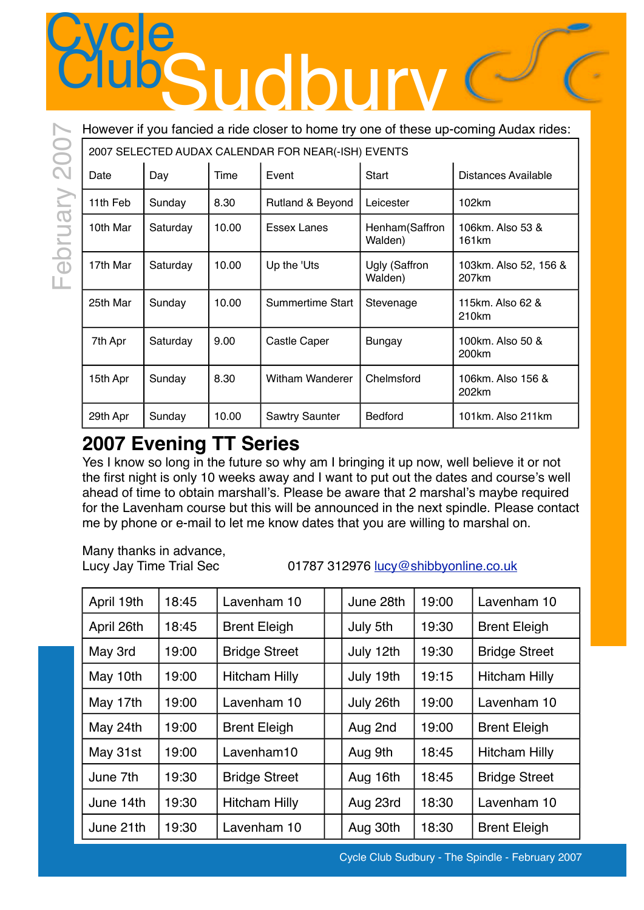# Cycle Club Sudbury

However if you fancied a ride closer to home try one of these up-coming Audax rides:

| 2007 SELECTED AUDAX CALENDAR FOR NEAR(-ISH) EVENTS | | | | | |
|---|---|---|---|---|---|
| Date | Day | Time | Event | Start | Distances Available |
| 11th Feb | Sunday | 8.30 | Rutland & Beyond | Leicester | 102km |
| 10th Mar | Saturday | 10.00 | Essex Lanes | Henham(Saffron Walden) | 106km. Also 53 & 161km |
| 17th Mar | Saturday | 10.00 | Up the 'Uts | Ugly (Saffron Walden) | 103km. Also 52, 156 & 207km |
| 25th Mar | Sunday | 10.00 | Summertime Start | Stevenage | 115km. Also 62 & 210km |
| 7th Apr | Saturday | 9.00 | Castle Caper | Bungay | 100km. Also 50 & 200km |
| 15th Apr | Sunday | 8.30 | Witham Wanderer | Chelmsford | 106km. Also 156 & 202km |
| 29th Apr | Sunday | 10.00 | Sawtry Saunter | Bedford | 101km. Also 211km |

## 2007 Evening TT Series

Yes I know so long in the future so why am I bringing it up now, well believe it or not the first night is only 10 weeks away and I want to put out the dates and course's well ahead of time to obtain marshall's. Please be aware that 2 marshal's maybe required for the Lavenham course but this will be announced in the next spindle. Please contact me by phone or e-mail to let me know dates that you are willing to marshal on.

Many thanks in advance,
Lucy Jay Time Trial Sec 01787 312976 lucy@shibbyonline.co.uk

| Date | Time | Course | | Date | Time | Course |
|---|---|---|---|---|---|---|
| April 19th | 18:45 | Lavenham 10 | | June 28th | 19:00 | Lavenham 10 |
| April 26th | 18:45 | Brent Eleigh | | July 5th | 19:30 | Brent Eleigh |
| May 3rd | 19:00 | Bridge Street | | July 12th | 19:30 | Bridge Street |
| May 10th | 19:00 | Hitcham Hilly | | July 19th | 19:15 | Hitcham Hilly |
| May 17th | 19:00 | Lavenham 10 | | July 26th | 19:00 | Lavenham 10 |
| May 24th | 19:00 | Brent Eleigh | | Aug 2nd | 19:00 | Brent Eleigh |
| May 31st | 19:00 | Lavenham10 | | Aug 9th | 18:45 | Hitcham Hilly |
| June 7th | 19:30 | Bridge Street | | Aug 16th | 18:45 | Bridge Street |
| June 14th | 19:30 | Hitcham Hilly | | Aug 23rd | 18:30 | Lavenham 10 |
| June 21th | 19:30 | Lavenham 10 | | Aug 30th | 18:30 | Brent Eleigh |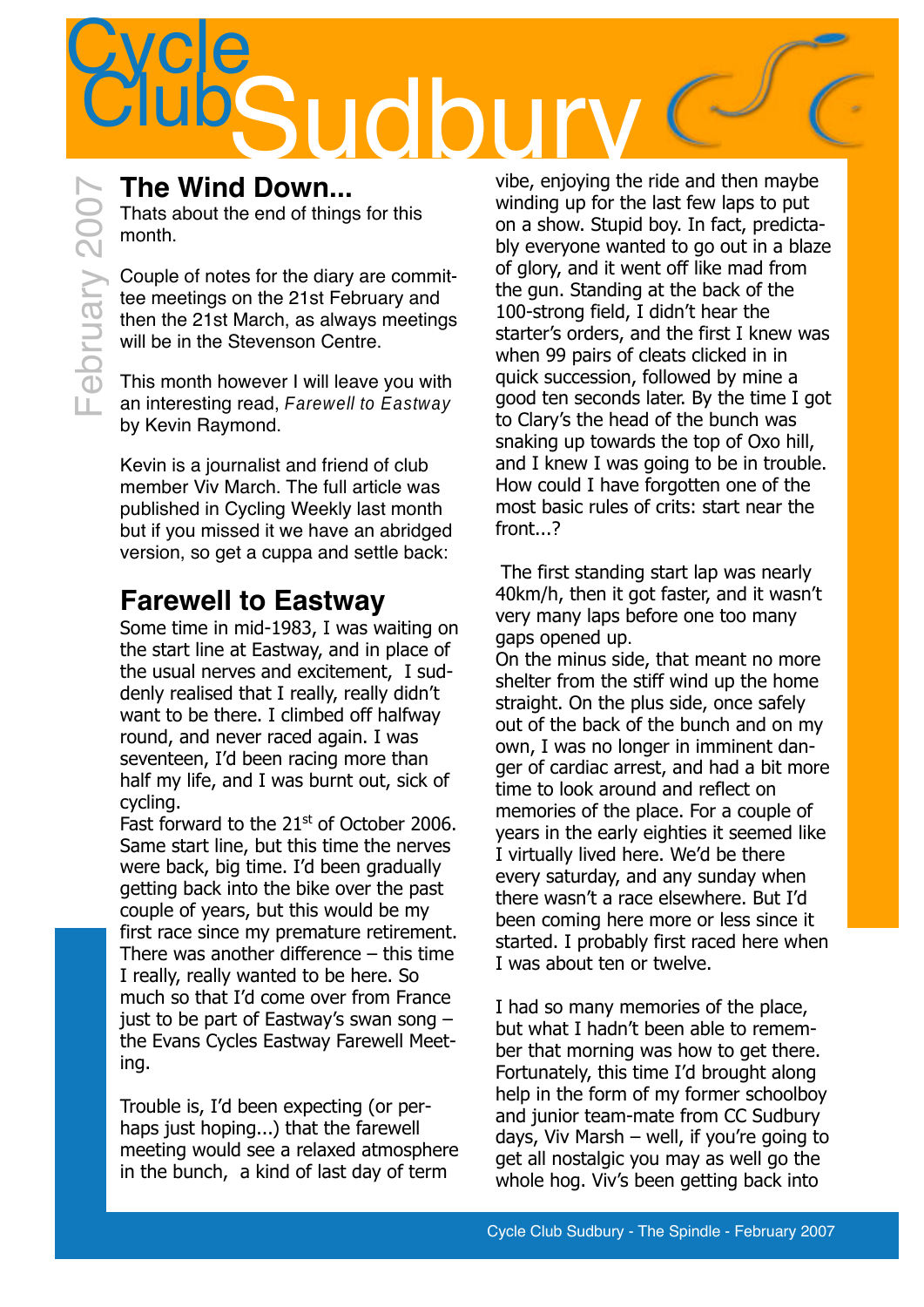# Cycle Club Sudbury

February 2007

## The Wind Down...

Thats about the end of things for this month.

Couple of notes for the diary are committee meetings on the 21st February and then the 21st March, as always meetings will be in the Stevenson Centre.

This month however I will leave you with an interesting read, *Farewell to Eastway* by Kevin Raymond.

Kevin is a journalist and friend of club member Viv March. The full article was published in Cycling Weekly last month but if you missed it we have an abridged version, so get a cuppa and settle back:

## Farewell to Eastway

Some time in mid-1983, I was waiting on the start line at Eastway, and in place of the usual nerves and excitement, I suddenly realised that I really, really didn't want to be there. I climbed off halfway round, and never raced again. I was seventeen, I'd been racing more than half my life, and I was burnt out, sick of cycling.

Fast forward to the 21st of October 2006. Same start line, but this time the nerves were back, big time. I'd been gradually getting back into the bike over the past couple of years, but this would be my first race since my premature retirement. There was another difference – this time I really, really wanted to be here. So much so that I'd come over from France just to be part of Eastway's swan song – the Evans Cycles Eastway Farewell Meeting.

Trouble is, I'd been expecting (or perhaps just hoping...) that the farewell meeting would see a relaxed atmosphere in the bunch, a kind of last day of term vibe, enjoying the ride and then maybe winding up for the last few laps to put on a show. Stupid boy. In fact, predictably everyone wanted to go out in a blaze of glory, and it went off like mad from the gun. Standing at the back of the 100-strong field, I didn't hear the starter's orders, and the first I knew was when 99 pairs of cleats clicked in in quick succession, followed by mine a good ten seconds later. By the time I got to Clary's the head of the bunch was snaking up towards the top of Oxo hill, and I knew I was going to be in trouble. How could I have forgotten one of the most basic rules of crits: start near the front...?

The first standing start lap was nearly 40km/h, then it got faster, and it wasn't very many laps before one too many gaps opened up.

On the minus side, that meant no more shelter from the stiff wind up the home straight. On the plus side, once safely out of the back of the bunch and on my own, I was no longer in imminent danger of cardiac arrest, and had a bit more time to look around and reflect on memories of the place. For a couple of years in the early eighties it seemed like I virtually lived here. We'd be there every saturday, and any sunday when there wasn't a race elsewhere. But I'd been coming here more or less since it started. I probably first raced here when I was about ten or twelve.

I had so many memories of the place, but what I hadn't been able to remember that morning was how to get there. Fortunately, this time I'd brought along help in the form of my former schoolboy and junior team-mate from CC Sudbury days, Viv Marsh – well, if you're going to get all nostalgic you may as well go the whole hog. Viv's been getting back into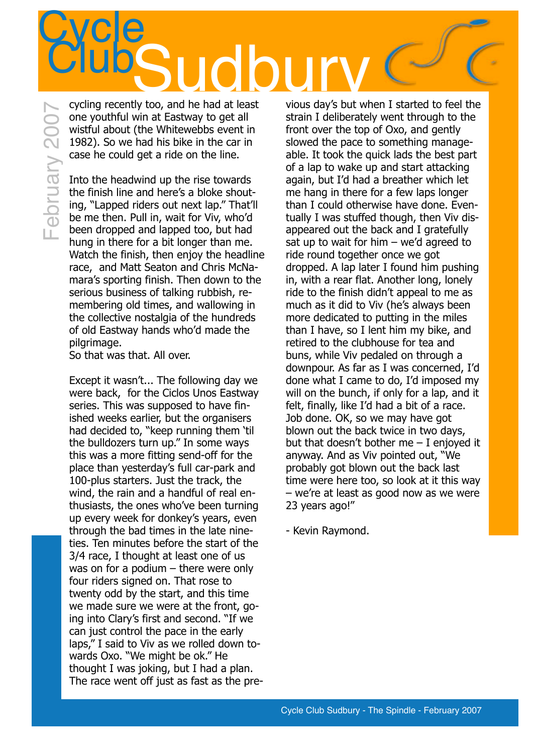cycling recently too, and he had at least one youthful win at Eastway to get all wistful about (the Whitewebbs event in 1982). So we had his bike in the car in case he could get a ride on the line.

Into the headwind up the rise towards the finish line and here's a bloke shouting, "Lapped riders out next lap." That'll be me then. Pull in, wait for Viv, who'd been dropped and lapped too, but had hung in there for a bit longer than me. Watch the finish, then enjoy the headline race, and Matt Seaton and Chris McNamara's sporting finish. Then down to the serious business of talking rubbish, remembering old times, and wallowing in the collective nostalgia of the hundreds of old Eastway hands who'd made the pilgrimage.
So that was that. All over.

Except it wasn't... The following day we were back, for the Ciclos Unos Eastway series. This was supposed to have finished weeks earlier, but the organisers had decided to, "keep running them 'til the bulldozers turn up." In some ways this was a more fitting send-off for the place than yesterday's full car-park and 100-plus starters. Just the track, the wind, the rain and a handful of real enthusiasts, the ones who've been turning up every week for donkey's years, even through the bad times in the late nineties. Ten minutes before the start of the 3/4 race, I thought at least one of us was on for a podium – there were only four riders signed on. That rose to twenty odd by the start, and this time we made sure we were at the front, going into Clary's first and second. "If we can just control the pace in the early laps," I said to Viv as we rolled down towards Oxo. "We might be ok." He thought I was joking, but I had a plan. The race went off just as fast as the previous day's but when I started to feel the strain I deliberately went through to the front over the top of Oxo, and gently slowed the pace to something manageable. It took the quick lads the best part of a lap to wake up and start attacking again, but I'd had a breather which let me hang in there for a few laps longer than I could otherwise have done. Eventually I was stuffed though, then Viv disappeared out the back and I gratefully sat up to wait for him – we'd agreed to ride round together once we got dropped. A lap later I found him pushing in, with a rear flat. Another long, lonely ride to the finish didn't appeal to me as much as it did to Viv (he's always been more dedicated to putting in the miles than I have, so I lent him my bike, and retired to the clubhouse for tea and buns, while Viv pedaled on through a downpour. As far as I was concerned, I'd done what I came to do, I'd imposed my will on the bunch, if only for a lap, and it felt, finally, like I'd had a bit of a race. Job done. OK, so we may have got blown out the back twice in two days, but that doesn't bother me – I enjoyed it anyway. And as Viv pointed out, "We probably got blown out the back last time were here too, so look at it this way – we're at least as good now as we were 23 years ago!"

- Kevin Raymond.